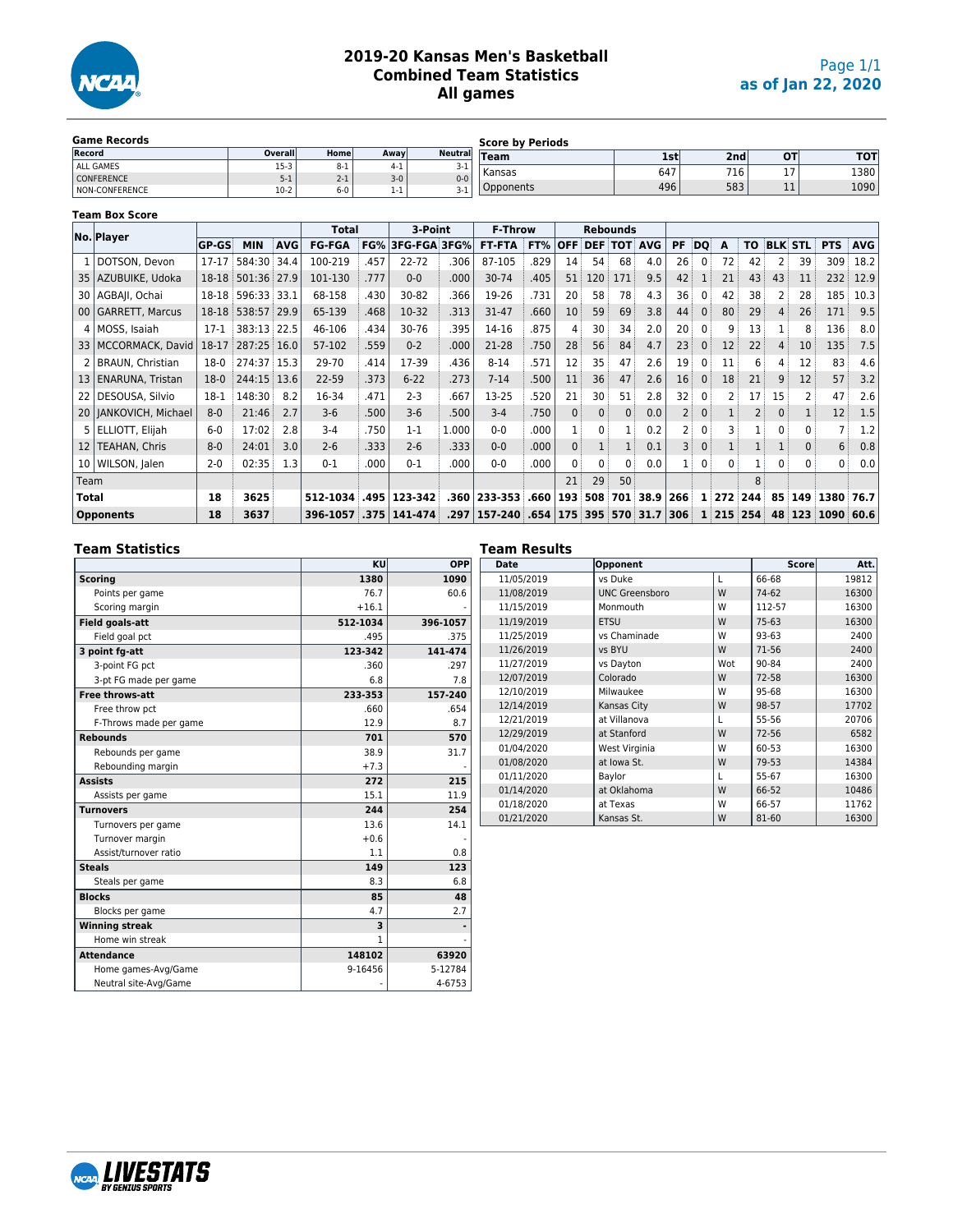# 2019-20 Kansas Men's Basketball
## Combined Team Statistics
## All games

as of Jan 22, 2020

### Game Records

| Record | Overall | Home | Away | Neutral |
|---|---|---|---|---|
| ALL GAMES | 15-3 | 8-1 | 4-1 | 3-1 |
| CONFERENCE | 5-1 | 2-1 | 3-0 | 0-0 |
| NON-CONFERENCE | 10-2 | 6-0 | 1-1 | 3-1 |

### Score by Periods

| Team | 1st | 2nd | OT | TOT |
|---|---|---|---|---|
| Kansas | 647 | 716 | 17 | 1380 |
| Opponents | 496 | 583 | 11 | 1090 |

### Team Box Score

| No. | Player | GP-GS | MIN | AVG | Total FG-FGA | FG% | 3-Point 3FG-FGA | 3FG% | F-Throw FT-FTA | FT% | Rebounds OFF | DEF | TOT | AVG | PF | DQ | A | TO | BLK | STL | PTS | AVG |
|---|---|---|---|---|---|---|---|---|---|---|---|---|---|---|---|---|---|---|---|---|---|---|
| 1 | DOTSON, Devon | 17-17 | 584:30 | 34.4 | 100-219 | .457 | 22-72 | .306 | 87-105 | .829 | 14 | 54 | 68 | 4.0 | 26 | 0 | 72 | 42 | 2 | 39 | 309 | 18.2 |
| 35 | AZUBUIKE, Udoka | 18-18 | 501:36 | 27.9 | 101-130 | .777 | 0-0 | .000 | 30-74 | .405 | 51 | 120 | 171 | 9.5 | 42 | 1 | 21 | 43 | 43 | 11 | 232 | 12.9 |
| 30 | AGBAJI, Ochai | 18-18 | 596:33 | 33.1 | 68-158 | .430 | 30-82 | .366 | 19-26 | .731 | 20 | 58 | 78 | 4.3 | 36 | 0 | 42 | 38 | 2 | 28 | 185 | 10.3 |
| 00 | GARRETT, Marcus | 18-18 | 538:57 | 29.9 | 65-139 | .468 | 10-32 | .313 | 31-47 | .660 | 10 | 59 | 69 | 3.8 | 44 | 0 | 80 | 29 | 4 | 26 | 171 | 9.5 |
| 4 | MOSS, Isaiah | 17-1 | 383:13 | 22.5 | 46-106 | .434 | 30-76 | .395 | 14-16 | .875 | 4 | 30 | 34 | 2.0 | 20 | 0 | 9 | 13 | 1 | 8 | 136 | 8.0 |
| 33 | MCCORMACK, David | 18-17 | 287:25 | 16.0 | 57-102 | .559 | 0-2 | .000 | 21-28 | .750 | 28 | 56 | 84 | 4.7 | 23 | 0 | 12 | 22 | 4 | 10 | 135 | 7.5 |
| 2 | BRAUN, Christian | 18-0 | 274:37 | 15.3 | 29-70 | .414 | 17-39 | .436 | 8-14 | .571 | 12 | 35 | 47 | 2.6 | 19 | 0 | 11 | 6 | 4 | 12 | 83 | 4.6 |
| 13 | ENARUNA, Tristan | 18-0 | 244:15 | 13.6 | 22-59 | .373 | 6-22 | .273 | 7-14 | .500 | 11 | 36 | 47 | 2.6 | 16 | 0 | 18 | 21 | 9 | 12 | 57 | 3.2 |
| 22 | DESOUSA, Silvio | 18-1 | 148:30 | 8.2 | 16-34 | .471 | 2-3 | .667 | 13-25 | .520 | 21 | 30 | 51 | 2.8 | 32 | 0 | 2 | 17 | 15 | 2 | 47 | 2.6 |
| 20 | JANKOVICH, Michael | 8-0 | 21:46 | 2.7 | 3-6 | .500 | 3-6 | .500 | 3-4 | .750 | 0 | 0 | 0 | 0.0 | 2 | 0 | 1 | 2 | 0 | 1 | 12 | 1.5 |
| 5 | ELLIOTT, Elijah | 6-0 | 17:02 | 2.8 | 3-4 | .750 | 1-1 | 1.000 | 0-0 | .000 | 1 | 0 | 1 | 0.2 | 2 | 0 | 3 | 1 | 0 | 0 | 7 | 1.2 |
| 12 | TEAHAN, Chris | 8-0 | 24:01 | 3.0 | 2-6 | .333 | 2-6 | .333 | 0-0 | .000 | 0 | 1 | 1 | 0.1 | 3 | 0 | 1 | 1 | 1 | 0 | 6 | 0.8 |
| 10 | WILSON, Jalen | 2-0 | 02:35 | 1.3 | 0-1 | .000 | 0-1 | .000 | 0-0 | .000 | 0 | 0 | 0 | 0.0 | 1 | 0 | 0 | 1 | 0 | 0 | 0 | 0.0 |
| | Team | | | | | | | | | | 21 | 29 | 50 | | | | | 8 | | | | |
| | **Total** | 18 | 3625 | | 512-1034 | .495 | 123-342 | .360 | 233-353 | .660 | 193 | 508 | 701 | 38.9 | 266 | 1 | 272 | 244 | 85 | 149 | 1380 | 76.7 |
| | **Opponents** | 18 | 3637 | | 396-1057 | .375 | 141-474 | .297 | 157-240 | .654 | 175 | 395 | 570 | 31.7 | 306 | 1 | 215 | 254 | 48 | 123 | 1090 | 60.6 |

### Team Statistics

| | KU | OPP |
|---|---|---|
| **Scoring** | 1380 | 1090 |
| Points per game | 76.7 | 60.6 |
| Scoring margin | +16.1 | - |
| **Field goals-att** | 512-1034 | 396-1057 |
| Field goal pct | .495 | .375 |
| **3 point fg-att** | 123-342 | 141-474 |
| 3-point FG pct | .360 | .297 |
| 3-pt FG made per game | 6.8 | 7.8 |
| **Free throws-att** | 233-353 | 157-240 |
| Free throw pct | .660 | .654 |
| F-Throws made per game | 12.9 | 8.7 |
| **Rebounds** | 701 | 570 |
| Rebounds per game | 38.9 | 31.7 |
| Rebounding margin | +7.3 | - |
| **Assists** | 272 | 215 |
| Assists per game | 15.1 | 11.9 |
| **Turnovers** | 244 | 254 |
| Turnovers per game | 13.6 | 14.1 |
| Turnover margin | +0.6 | - |
| Assist/turnover ratio | 1.1 | 0.8 |
| **Steals** | 149 | 123 |
| Steals per game | 8.3 | 6.8 |
| **Blocks** | 85 | 48 |
| Blocks per game | 4.7 | 2.7 |
| **Winning streak** | 3 | - |
| Home win streak | 1 | - |
| **Attendance** | 148102 | 63920 |
| Home games-Avg/Game | 9-16456 | 5-12784 |
| Neutral site-Avg/Game | - | 4-6753 |

### Team Results

| Date | Opponent | | Score | Att. |
|---|---|---|---|---|
| 11/05/2019 | vs Duke | L | 66-68 | 19812 |
| 11/08/2019 | UNC Greensboro | W | 74-62 | 16300 |
| 11/15/2019 | Monmouth | W | 112-57 | 16300 |
| 11/19/2019 | ETSU | W | 75-63 | 16300 |
| 11/25/2019 | vs Chaminade | W | 93-63 | 2400 |
| 11/26/2019 | vs BYU | W | 71-56 | 2400 |
| 11/27/2019 | vs Dayton | Wot | 90-84 | 2400 |
| 12/07/2019 | Colorado | W | 72-58 | 16300 |
| 12/10/2019 | Milwaukee | W | 95-68 | 16300 |
| 12/14/2019 | Kansas City | W | 98-57 | 17702 |
| 12/21/2019 | at Villanova | L | 55-56 | 20706 |
| 12/29/2019 | at Stanford | W | 72-56 | 6582 |
| 01/04/2020 | West Virginia | W | 60-53 | 16300 |
| 01/08/2020 | at Iowa St. | W | 79-53 | 14384 |
| 01/11/2020 | Baylor | L | 55-67 | 16300 |
| 01/14/2020 | at Oklahoma | W | 66-52 | 10486 |
| 01/18/2020 | at Texas | W | 66-57 | 11762 |
| 01/21/2020 | Kansas St. | W | 81-60 | 16300 |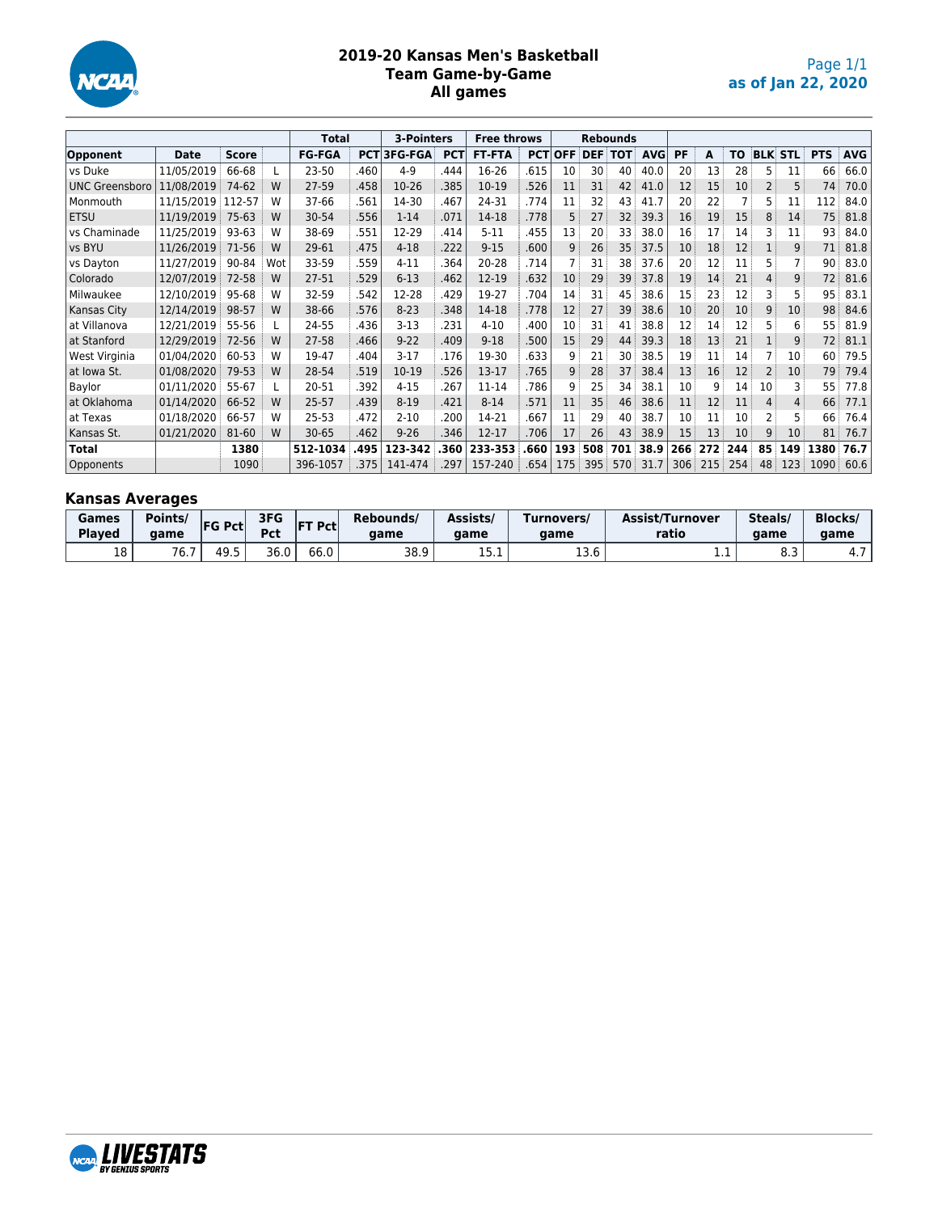# 2019-20 Kansas Men's Basketball
## Team Game-by-Game
## All games

as of Jan 22, 2020

| | | | | Total | | 3-Pointers | | Free throws | | Rebounds | | | | | | | | | | |
|---|---|---|---|---|---|---|---|---|---|---|---|---|---|---|---|---|---|---|---|---|
| **Opponent** | **Date** | **Score** | | **FG-FGA** | **PCT** | **3FG-FGA** | **PCT** | **FT-FTA** | **PCT** | **OFF** | **DEF** | **TOT** | **AVG** | **PF** | **A** | **TO** | **BLK** | **STL** | **PTS** | **AVG** |
| vs Duke | 11/05/2019 | 66-68 | L | 23-50 | .460 | 4-9 | .444 | 16-26 | .615 | 10 | 30 | 40 | 40.0 | 20 | 13 | 28 | 5 | 11 | 66 | 66.0 |
| UNC Greensboro | 11/08/2019 | 74-62 | W | 27-59 | .458 | 10-26 | .385 | 10-19 | .526 | 11 | 31 | 42 | 41.0 | 12 | 15 | 10 | 2 | 5 | 74 | 70.0 |
| Monmouth | 11/15/2019 | 112-57 | W | 37-66 | .561 | 14-30 | .467 | 24-31 | .774 | 11 | 32 | 43 | 41.7 | 20 | 22 | 7 | 5 | 11 | 112 | 84.0 |
| ETSU | 11/19/2019 | 75-63 | W | 30-54 | .556 | 1-14 | .071 | 14-18 | .778 | 5 | 27 | 32 | 39.3 | 16 | 19 | 15 | 8 | 14 | 75 | 81.8 |
| vs Chaminade | 11/25/2019 | 93-63 | W | 38-69 | .551 | 12-29 | .414 | 5-11 | .455 | 13 | 20 | 33 | 38.0 | 16 | 17 | 14 | 3 | 11 | 93 | 84.0 |
| vs BYU | 11/26/2019 | 71-56 | W | 29-61 | .475 | 4-18 | .222 | 9-15 | .600 | 9 | 26 | 35 | 37.5 | 10 | 18 | 12 | 1 | 9 | 71 | 81.8 |
| vs Dayton | 11/27/2019 | 90-84 | Wot | 33-59 | .559 | 4-11 | .364 | 20-28 | .714 | 7 | 31 | 38 | 37.6 | 20 | 12 | 11 | 5 | 7 | 90 | 83.0 |
| Colorado | 12/07/2019 | 72-58 | W | 27-51 | .529 | 6-13 | .462 | 12-19 | .632 | 10 | 29 | 39 | 37.8 | 19 | 14 | 21 | 4 | 9 | 72 | 81.6 |
| Milwaukee | 12/10/2019 | 95-68 | W | 32-59 | .542 | 12-28 | .429 | 19-27 | .704 | 14 | 31 | 45 | 38.6 | 15 | 23 | 12 | 3 | 5 | 95 | 83.1 |
| Kansas City | 12/14/2019 | 98-57 | W | 38-66 | .576 | 8-23 | .348 | 14-18 | .778 | 12 | 27 | 39 | 38.6 | 10 | 20 | 10 | 9 | 10 | 98 | 84.6 |
| at Villanova | 12/21/2019 | 55-56 | L | 24-55 | .436 | 3-13 | .231 | 4-10 | .400 | 10 | 31 | 41 | 38.8 | 12 | 14 | 12 | 5 | 6 | 55 | 81.9 |
| at Stanford | 12/29/2019 | 72-56 | W | 27-58 | .466 | 9-22 | .409 | 9-18 | .500 | 15 | 29 | 44 | 39.3 | 18 | 13 | 21 | 1 | 9 | 72 | 81.1 |
| West Virginia | 01/04/2020 | 60-53 | W | 19-47 | .404 | 3-17 | .176 | 19-30 | .633 | 9 | 21 | 30 | 38.5 | 19 | 11 | 14 | 7 | 10 | 60 | 79.5 |
| at Iowa St. | 01/08/2020 | 79-53 | W | 28-54 | .519 | 10-19 | .526 | 13-17 | .765 | 9 | 28 | 37 | 38.4 | 13 | 16 | 12 | 2 | 10 | 79 | 79.4 |
| Baylor | 01/11/2020 | 55-67 | L | 20-51 | .392 | 4-15 | .267 | 11-14 | .786 | 9 | 25 | 34 | 38.1 | 10 | 9 | 14 | 10 | 3 | 55 | 77.8 |
| at Oklahoma | 01/14/2020 | 66-52 | W | 25-57 | .439 | 8-19 | .421 | 8-14 | .571 | 11 | 35 | 46 | 38.6 | 11 | 12 | 11 | 4 | 4 | 66 | 77.1 |
| at Texas | 01/18/2020 | 66-57 | W | 25-53 | .472 | 2-10 | .200 | 14-21 | .667 | 11 | 29 | 40 | 38.7 | 10 | 11 | 10 | 2 | 5 | 66 | 76.4 |
| Kansas St. | 01/21/2020 | 81-60 | W | 30-65 | .462 | 9-26 | .346 | 12-17 | .706 | 17 | 26 | 43 | 38.9 | 15 | 13 | 10 | 9 | 10 | 81 | 76.7 |
| **Total** | | **1380** | | **512-1034** | **.495** | **123-342** | **.360** | **233-353** | **.660** | **193** | **508** | **701** | **38.9** | **266** | **272** | **244** | **85** | **149** | **1380** | **76.7** |
| Opponents | | 1090 | | 396-1057 | .375 | 141-474 | .297 | 157-240 | .654 | 175 | 395 | 570 | 31.7 | 306 | 215 | 254 | 48 | 123 | 1090 | 60.6 |

### Kansas Averages

| Games Played | Points/ game | FG Pct | 3FG Pct | FT Pct | Rebounds/ game | Assists/ game | Turnovers/ game | Assist/Turnover ratio | Steals/ game | Blocks/ game |
|---|---|---|---|---|---|---|---|---|---|---|
| 18 | 76.7 | 49.5 | 36.0 | 66.0 | 38.9 | 15.1 | 13.6 | 1.1 | 8.3 | 4.7 |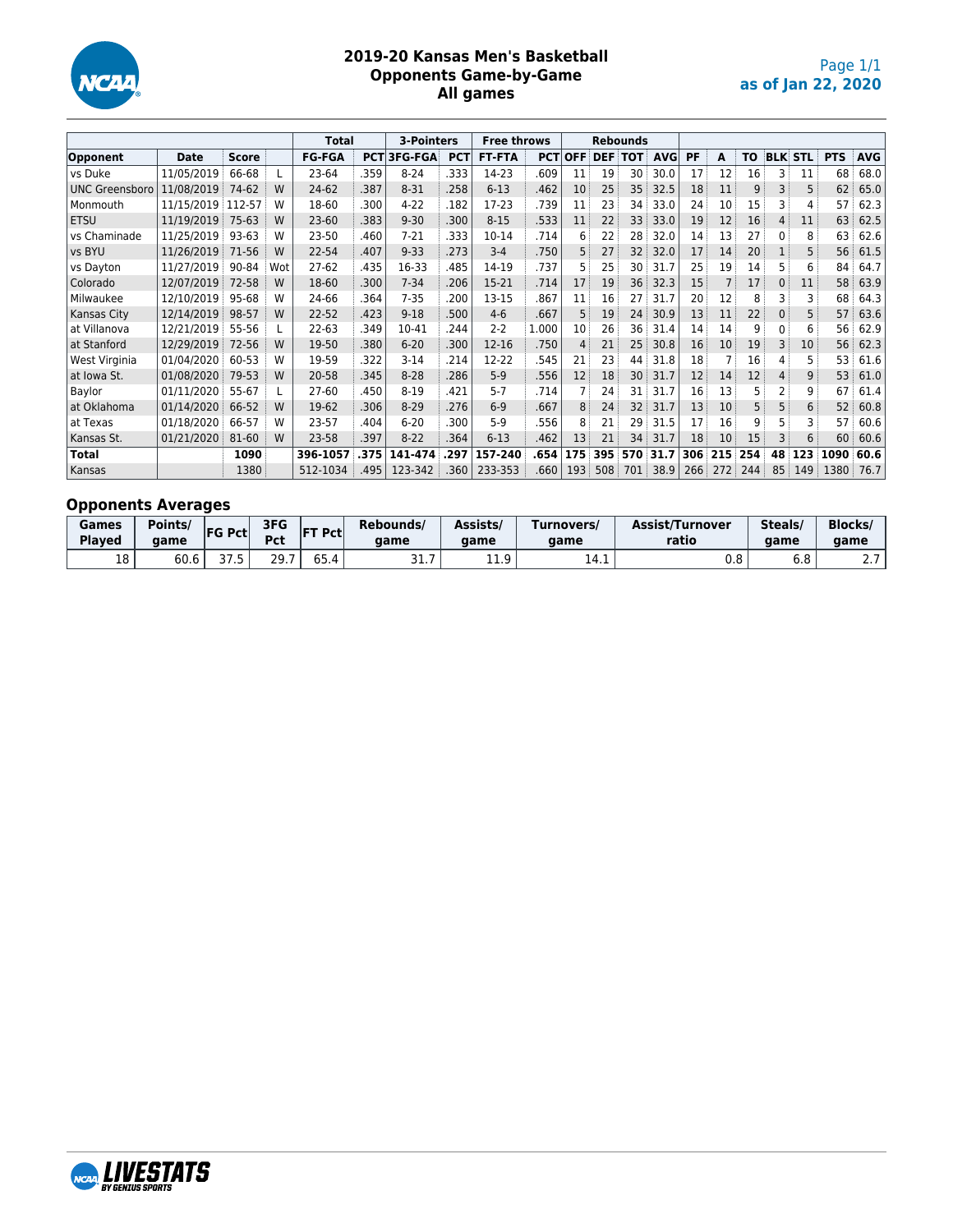# 2019-20 Kansas Men's Basketball
## Opponents Game-by-Game
### All games

as of Jan 22, 2020

| | | | | Total | | 3-Pointers | | Free throws | | Rebounds | | | | | | | | | | |
|---|---|---|---|---|---|---|---|---|---|---|---|---|---|---|---|---|---|---|---|---|
| Opponent | Date | Score | | FG-FGA | PCT | 3FG-FGA | PCT | FT-FTA | PCT | OFF | DEF | TOT | AVG | PF | A | TO | BLK | STL | PTS | AVG |
| vs Duke | 11/05/2019 | 66-68 | L | 23-64 | .359 | 8-24 | .333 | 14-23 | .609 | 11 | 19 | 30 | 30.0 | 17 | 12 | 16 | 3 | 11 | 68 | 68.0 |
| UNC Greensboro | 11/08/2019 | 74-62 | W | 24-62 | .387 | 8-31 | .258 | 6-13 | .462 | 10 | 25 | 35 | 32.5 | 18 | 11 | 9 | 3 | 5 | 62 | 65.0 |
| Monmouth | 11/15/2019 | 112-57 | W | 18-60 | .300 | 4-22 | .182 | 17-23 | .739 | 11 | 23 | 34 | 33.0 | 24 | 10 | 15 | 3 | 4 | 57 | 62.3 |
| ETSU | 11/19/2019 | 75-63 | W | 23-60 | .383 | 9-30 | .300 | 8-15 | .533 | 11 | 22 | 33 | 33.0 | 19 | 12 | 16 | 4 | 11 | 63 | 62.5 |
| vs Chaminade | 11/25/2019 | 93-63 | W | 23-50 | .460 | 7-21 | .333 | 10-14 | .714 | 6 | 22 | 28 | 32.0 | 14 | 13 | 27 | 0 | 8 | 63 | 62.6 |
| vs BYU | 11/26/2019 | 71-56 | W | 22-54 | .407 | 9-33 | .273 | 3-4 | .750 | 5 | 27 | 32 | 32.0 | 17 | 14 | 20 | 1 | 5 | 56 | 61.5 |
| vs Dayton | 11/27/2019 | 90-84 | Wot | 27-62 | .435 | 16-33 | .485 | 14-19 | .737 | 5 | 25 | 30 | 31.7 | 25 | 19 | 14 | 5 | 6 | 84 | 64.7 |
| Colorado | 12/07/2019 | 72-58 | W | 18-60 | .300 | 7-34 | .206 | 15-21 | .714 | 17 | 19 | 36 | 32.3 | 15 | 7 | 17 | 0 | 11 | 58 | 63.9 |
| Milwaukee | 12/10/2019 | 95-68 | W | 24-66 | .364 | 7-35 | .200 | 13-15 | .867 | 11 | 16 | 27 | 31.7 | 20 | 12 | 8 | 3 | 3 | 68 | 64.3 |
| Kansas City | 12/14/2019 | 98-57 | W | 22-52 | .423 | 9-18 | .500 | 4-6 | .667 | 5 | 19 | 24 | 30.9 | 13 | 11 | 22 | 0 | 5 | 57 | 63.6 |
| at Villanova | 12/21/2019 | 55-56 | L | 22-63 | .349 | 10-41 | .244 | 2-2 | 1.000 | 10 | 26 | 36 | 31.4 | 14 | 14 | 9 | 0 | 6 | 56 | 62.9 |
| at Stanford | 12/29/2019 | 72-56 | W | 19-50 | .380 | 6-20 | .300 | 12-16 | .750 | 4 | 21 | 25 | 30.8 | 16 | 10 | 19 | 3 | 10 | 56 | 62.3 |
| West Virginia | 01/04/2020 | 60-53 | W | 19-59 | .322 | 3-14 | .214 | 12-22 | .545 | 21 | 23 | 44 | 31.8 | 18 | 7 | 16 | 4 | 5 | 53 | 61.6 |
| at Iowa St. | 01/08/2020 | 79-53 | W | 20-58 | .345 | 8-28 | .286 | 5-9 | .556 | 12 | 18 | 30 | 31.7 | 12 | 14 | 12 | 4 | 9 | 53 | 61.0 |
| Baylor | 01/11/2020 | 55-67 | L | 27-60 | .450 | 8-19 | .421 | 5-7 | .714 | 7 | 24 | 31 | 31.7 | 16 | 13 | 5 | 2 | 9 | 67 | 61.4 |
| at Oklahoma | 01/14/2020 | 66-52 | W | 19-62 | .306 | 8-29 | .276 | 6-9 | .667 | 8 | 24 | 32 | 31.7 | 13 | 10 | 5 | 5 | 6 | 52 | 60.8 |
| at Texas | 01/18/2020 | 66-57 | W | 23-57 | .404 | 6-20 | .300 | 5-9 | .556 | 8 | 21 | 29 | 31.5 | 17 | 16 | 9 | 5 | 3 | 57 | 60.6 |
| Kansas St. | 01/21/2020 | 81-60 | W | 23-58 | .397 | 8-22 | .364 | 6-13 | .462 | 13 | 21 | 34 | 31.7 | 18 | 10 | 15 | 3 | 6 | 60 | 60.6 |
| **Total** | | **1090** | | **396-1057** | **.375** | **141-474** | **.297** | **157-240** | **.654** | **175** | **395** | **570** | **31.7** | **306** | **215** | **254** | **48** | **123** | **1090** | **60.6** |
| Kansas | | 1380 | | 512-1034 | .495 | 123-342 | .360 | 233-353 | .660 | 193 | 508 | 701 | 38.9 | 266 | 272 | 244 | 85 | 149 | 1380 | 76.7 |

## Opponents Averages

| Games Played | Points/ game | FG Pct | 3FG Pct | FT Pct | Rebounds/ game | Assists/ game | Turnovers/ game | Assist/Turnover ratio | Steals/ game | Blocks/ game |
|---|---|---|---|---|---|---|---|---|---|---|
| 18 | 60.6 | 37.5 | 29.7 | 65.4 | 31.7 | 11.9 | 14.1 | 0.8 | 6.8 | 2.7 |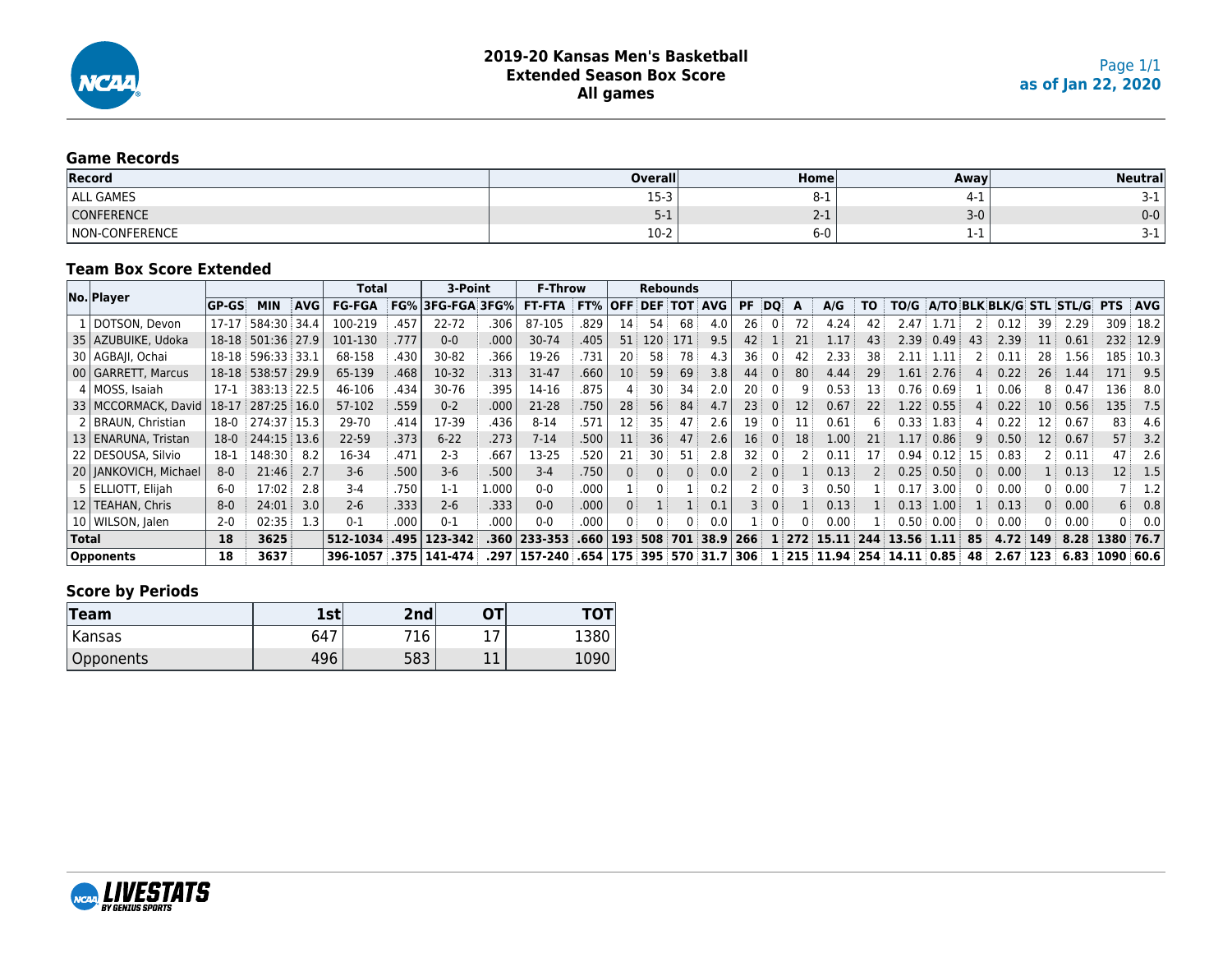# 2019-20 Kansas Men's Basketball
## Extended Season Box Score
## All games

as of Jan 22, 2020

### Game Records

| Record | Overall | Home | Away | Neutral |
|---|---|---|---|---|
| ALL GAMES | 15-3 | 8-1 | 4-1 | 3-1 |
| CONFERENCE | 5-1 | 2-1 | 3-0 | 0-0 |
| NON-CONFERENCE | 10-2 | 6-0 | 1-1 | 3-1 |

### Team Box Score Extended

| No. | Player | GP-GS | MIN | AVG | Total FG-FGA | FG% | 3-Point 3FG-FGA | 3FG% | F-Throw FT-FTA | FT% | Rebounds OFF | DEF | TOT | AVG | PF | DQ | A | A/G | TO | TO/G | A/TO | BLK | BLK/G | STL | STL/G | PTS | AVG |
|---|---|---|---|---|---|---|---|---|---|---|---|---|---|---|---|---|---|---|---|---|---|---|---|---|---|---|---|
| 1 | DOTSON, Devon | 17-17 | 584:30 | 34.4 | 100-219 | .457 | 22-72 | .306 | 87-105 | .829 | 14 | 54 | 68 | 4.0 | 26 | 0 | 72 | 4.24 | 42 | 2.47 | 1.71 | 2 | 0.12 | 39 | 2.29 | 309 | 18.2 |
| 35 | AZUBUIKE, Udoka | 18-18 | 501:36 | 27.9 | 101-130 | .777 | 0-0 | .000 | 30-74 | .405 | 51 | 120 | 171 | 9.5 | 42 | 1 | 21 | 1.17 | 43 | 2.39 | 0.49 | 43 | 2.39 | 11 | 0.61 | 232 | 12.9 |
| 30 | AGBAJI, Ochai | 18-18 | 596:33 | 33.1 | 68-158 | .430 | 30-82 | .366 | 19-26 | .731 | 20 | 58 | 78 | 4.3 | 36 | 0 | 42 | 2.33 | 38 | 2.11 | 1.11 | 2 | 0.11 | 28 | 1.56 | 185 | 10.3 |
| 00 | GARRETT, Marcus | 18-18 | 538:57 | 29.9 | 65-139 | .468 | 10-32 | .313 | 31-47 | .660 | 10 | 59 | 69 | 3.8 | 44 | 0 | 80 | 4.44 | 29 | 1.61 | 2.76 | 4 | 0.22 | 26 | 1.44 | 171 | 9.5 |
| 4 | MOSS, Isaiah | 17-1 | 383:13 | 22.5 | 46-106 | .434 | 30-76 | .395 | 14-16 | .875 | 4 | 30 | 34 | 2.0 | 20 | 0 | 9 | 0.53 | 13 | 0.76 | 0.69 | 1 | 0.06 | 8 | 0.47 | 136 | 8.0 |
| 33 | MCCORMACK, David | 18-17 | 287:25 | 16.0 | 57-102 | .559 | 0-2 | .000 | 21-28 | .750 | 28 | 56 | 84 | 4.7 | 23 | 0 | 12 | 0.67 | 22 | 1.22 | 0.55 | 4 | 0.22 | 10 | 0.56 | 135 | 7.5 |
| 2 | BRAUN, Christian | 18-0 | 274:37 | 15.3 | 29-70 | .414 | 17-39 | .436 | 8-14 | .571 | 12 | 35 | 47 | 2.6 | 19 | 0 | 11 | 0.61 | 6 | 0.33 | 1.83 | 4 | 0.22 | 12 | 0.67 | 83 | 4.6 |
| 13 | ENARUNA, Tristan | 18-0 | 244:15 | 13.6 | 22-59 | .373 | 6-22 | .273 | 7-14 | .500 | 11 | 36 | 47 | 2.6 | 16 | 0 | 18 | 1.00 | 21 | 1.17 | 0.86 | 9 | 0.50 | 12 | 0.67 | 57 | 3.2 |
| 22 | DESOUSA, Silvio | 18-1 | 148:30 | 8.2 | 16-34 | .471 | 2-3 | .667 | 13-25 | .520 | 21 | 30 | 51 | 2.8 | 32 | 0 | 2 | 0.11 | 17 | 0.94 | 0.12 | 15 | 0.83 | 2 | 0.11 | 47 | 2.6 |
| 20 | JANKOVICH, Michael | 8-0 | 21:46 | 2.7 | 3-6 | .500 | 3-6 | .500 | 3-4 | .750 | 0 | 0 | 0 | 0.0 | 2 | 0 | 1 | 0.13 | 2 | 0.25 | 0.50 | 0 | 0.00 | 1 | 0.13 | 12 | 1.5 |
| 5 | ELLIOTT, Elijah | 6-0 | 17:02 | 2.8 | 3-4 | .750 | 1-1 | 1.000 | 0-0 | .000 | 1 | 0 | 1 | 0.2 | 2 | 0 | 3 | 0.50 | 1 | 0.17 | 3.00 | 0 | 0.00 | 0 | 0.00 | 7 | 1.2 |
| 12 | TEAHAN, Chris | 8-0 | 24:01 | 3.0 | 2-6 | .333 | 2-6 | .333 | 0-0 | .000 | 0 | 1 | 1 | 0.1 | 3 | 0 | 1 | 0.13 | 1 | 0.13 | 1.00 | 1 | 0.13 | 0 | 0.00 | 6 | 0.8 |
| 10 | WILSON, Jalen | 2-0 | 02:35 | 1.3 | 0-1 | .000 | 0-1 | .000 | 0-0 | .000 | 0 | 0 | 0 | 0.0 | 1 | 0 | 0 | 0.00 | 1 | 0.50 | 0.00 | 0 | 0.00 | 0 | 0.00 | 0 | 0.0 |
| **Total** | | **18** | **3625** | | **512-1034** | **.495** | **123-342** | **.360** | **233-353** | **.660** | **193** | **508** | **701** | **38.9** | **266** | **1** | **272** | **15.11** | **244** | **13.56** | **1.11** | **85** | **4.72** | **149** | **8.28** | **1380** | **76.7** |
| **Opponents** | | **18** | **3637** | | **396-1057** | **.375** | **141-474** | **.297** | **157-240** | **.654** | **175** | **395** | **570** | **31.7** | **306** | **1** | **215** | **11.94** | **254** | **14.11** | **0.85** | **48** | **2.67** | **123** | **6.83** | **1090** | **60.6** |

### Score by Periods

| Team | 1st | 2nd | OT | TOT |
|---|---|---|---|---|
| Kansas | 647 | 716 | 17 | 1380 |
| Opponents | 496 | 583 | 11 | 1090 |